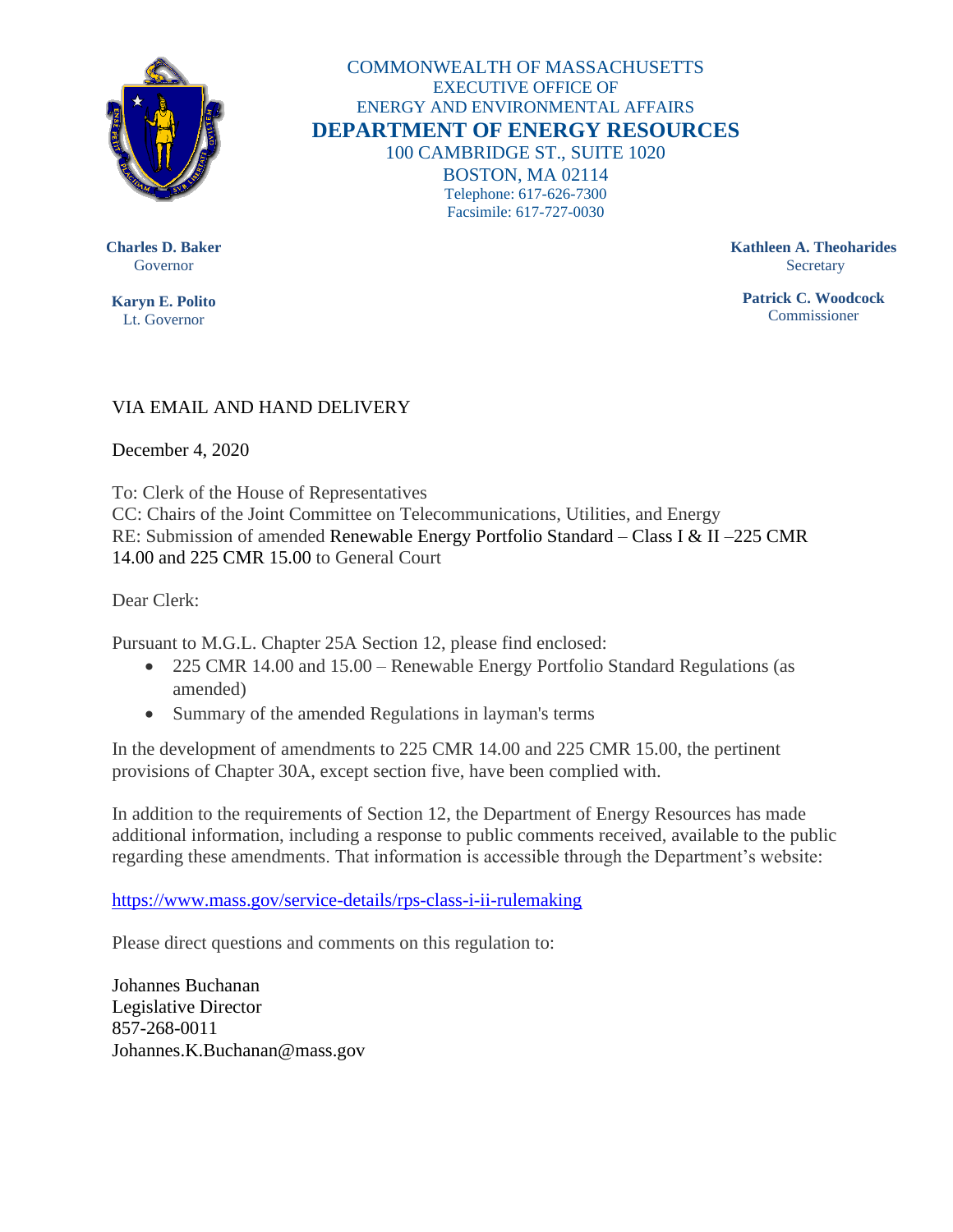COMMONWEALTH OF MASSACHUSETTS
EXECUTIVE OFFICE OF
ENERGY AND ENVIRONMENTAL AFFAIRS

# DEPARTMENT OF ENERGY RESOURCES

100 CAMBRIDGE ST., SUITE 1020
BOSTON, MA 02114
Telephone: 617-626-7300
Facsimile: 617-727-0030

**Charles D. Baker**
Governor

**Karyn E. Polito**
Lt. Governor

**Kathleen A. Theoharides**
Secretary

**Patrick C. Woodcock**
Commissioner

VIA EMAIL AND HAND DELIVERY

December 4, 2020

To: Clerk of the House of Representatives
CC: Chairs of the Joint Committee on Telecommunications, Utilities, and Energy
RE: Submission of amended Renewable Energy Portfolio Standard – Class I & II –225 CMR 14.00 and 225 CMR 15.00 to General Court

Dear Clerk:

Pursuant to M.G.L. Chapter 25A Section 12, please find enclosed:

- 225 CMR 14.00 and 15.00 – Renewable Energy Portfolio Standard Regulations (as amended)
- Summary of the amended Regulations in layman's terms

In the development of amendments to 225 CMR 14.00 and 225 CMR 15.00, the pertinent provisions of Chapter 30A, except section five, have been complied with.

In addition to the requirements of Section 12, the Department of Energy Resources has made additional information, including a response to public comments received, available to the public regarding these amendments. That information is accessible through the Department's website:

https://www.mass.gov/service-details/rps-class-i-ii-rulemaking

Please direct questions and comments on this regulation to:

Johannes Buchanan
Legislative Director
857-268-0011
Johannes.K.Buchanan@mass.gov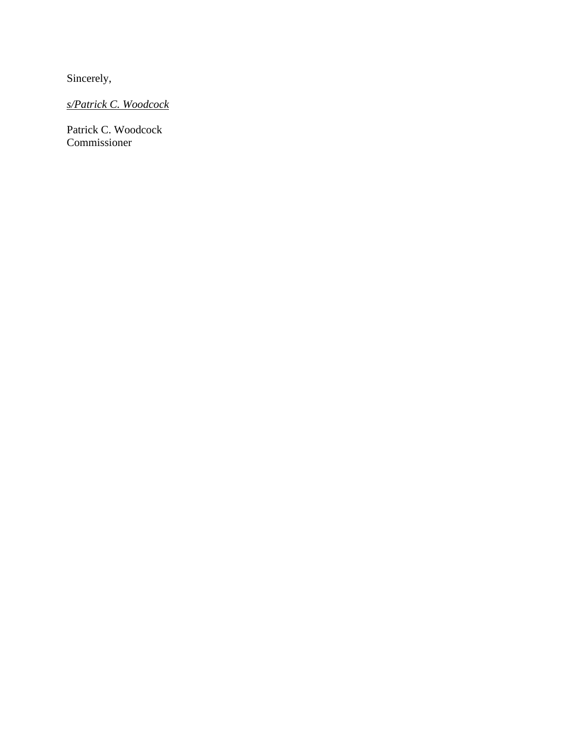Sincerely,

*s/Patrick C. Woodcock*

Patrick C. Woodcock
Commissioner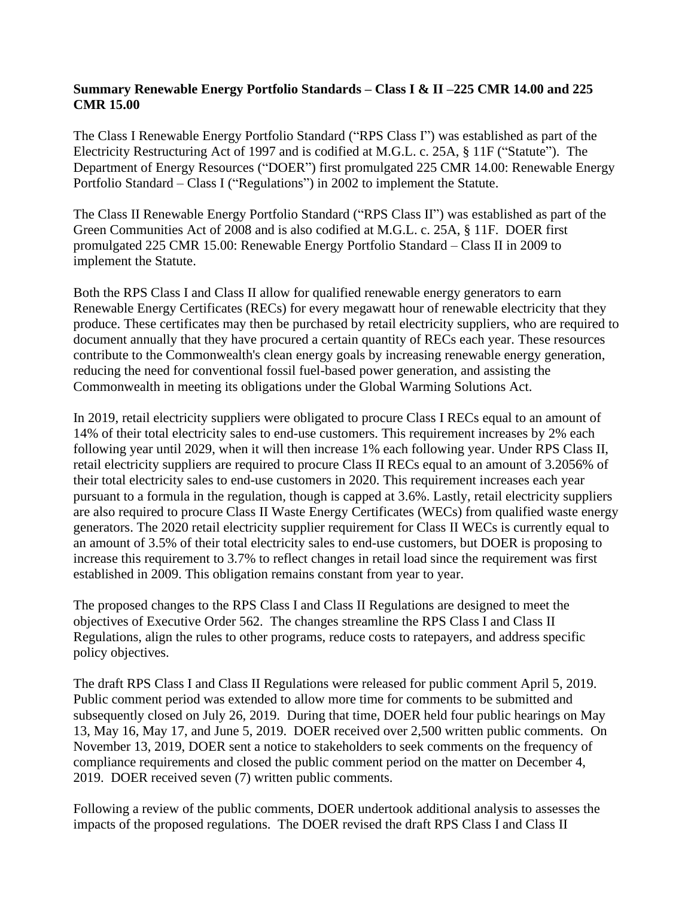**Summary Renewable Energy Portfolio Standards – Class I & II –225 CMR 14.00 and 225 CMR 15.00**

The Class I Renewable Energy Portfolio Standard ("RPS Class I") was established as part of the Electricity Restructuring Act of 1997 and is codified at M.G.L. c. 25A, § 11F ("Statute"). The Department of Energy Resources ("DOER") first promulgated 225 CMR 14.00: Renewable Energy Portfolio Standard – Class I ("Regulations") in 2002 to implement the Statute.

The Class II Renewable Energy Portfolio Standard ("RPS Class II") was established as part of the Green Communities Act of 2008 and is also codified at M.G.L. c. 25A, § 11F. DOER first promulgated 225 CMR 15.00: Renewable Energy Portfolio Standard – Class II in 2009 to implement the Statute.

Both the RPS Class I and Class II allow for qualified renewable energy generators to earn Renewable Energy Certificates (RECs) for every megawatt hour of renewable electricity that they produce. These certificates may then be purchased by retail electricity suppliers, who are required to document annually that they have procured a certain quantity of RECs each year. These resources contribute to the Commonwealth's clean energy goals by increasing renewable energy generation, reducing the need for conventional fossil fuel-based power generation, and assisting the Commonwealth in meeting its obligations under the Global Warming Solutions Act.

In 2019, retail electricity suppliers were obligated to procure Class I RECs equal to an amount of 14% of their total electricity sales to end-use customers. This requirement increases by 2% each following year until 2029, when it will then increase 1% each following year. Under RPS Class II, retail electricity suppliers are required to procure Class II RECs equal to an amount of 3.2056% of their total electricity sales to end-use customers in 2020. This requirement increases each year pursuant to a formula in the regulation, though is capped at 3.6%. Lastly, retail electricity suppliers are also required to procure Class II Waste Energy Certificates (WECs) from qualified waste energy generators. The 2020 retail electricity supplier requirement for Class II WECs is currently equal to an amount of 3.5% of their total electricity sales to end-use customers, but DOER is proposing to increase this requirement to 3.7% to reflect changes in retail load since the requirement was first established in 2009. This obligation remains constant from year to year.

The proposed changes to the RPS Class I and Class II Regulations are designed to meet the objectives of Executive Order 562. The changes streamline the RPS Class I and Class II Regulations, align the rules to other programs, reduce costs to ratepayers, and address specific policy objectives.

The draft RPS Class I and Class II Regulations were released for public comment April 5, 2019. Public comment period was extended to allow more time for comments to be submitted and subsequently closed on July 26, 2019. During that time, DOER held four public hearings on May 13, May 16, May 17, and June 5, 2019. DOER received over 2,500 written public comments. On November 13, 2019, DOER sent a notice to stakeholders to seek comments on the frequency of compliance requirements and closed the public comment period on the matter on December 4, 2019. DOER received seven (7) written public comments.

Following a review of the public comments, DOER undertook additional analysis to assesses the impacts of the proposed regulations. The DOER revised the draft RPS Class I and Class II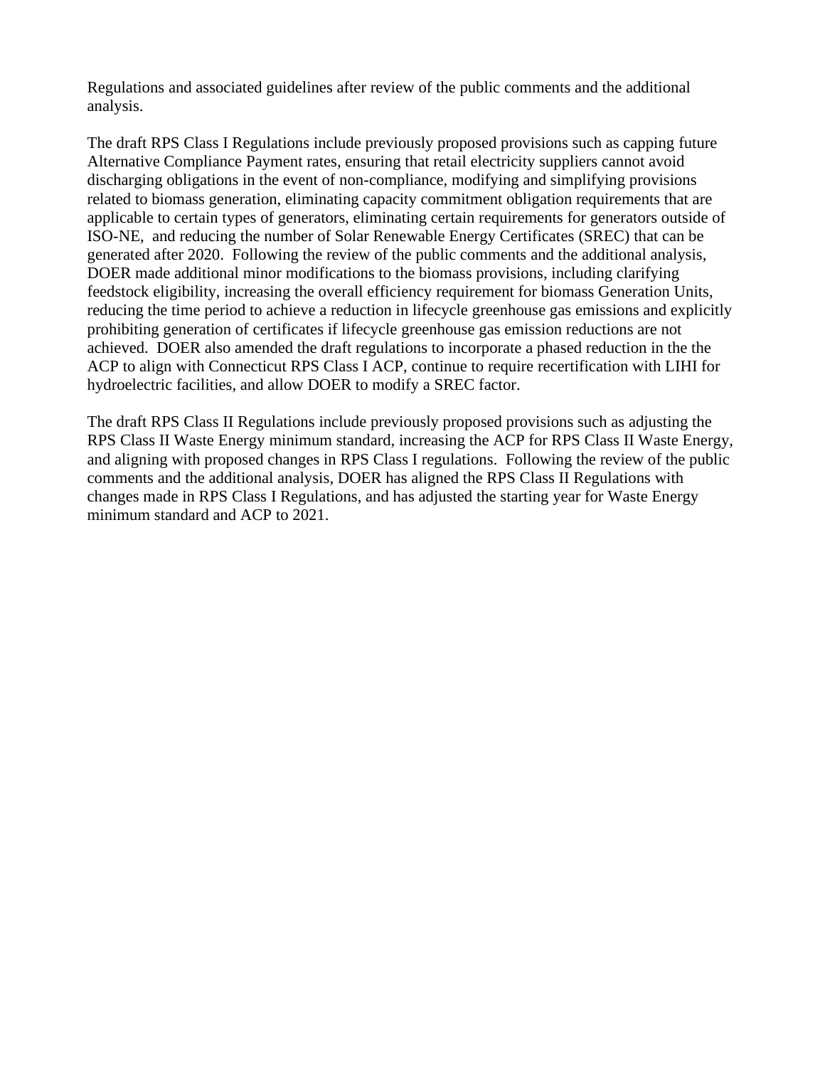Regulations and associated guidelines after review of the public comments and the additional analysis.

The draft RPS Class I Regulations include previously proposed provisions such as capping future Alternative Compliance Payment rates, ensuring that retail electricity suppliers cannot avoid discharging obligations in the event of non-compliance, modifying and simplifying provisions related to biomass generation, eliminating capacity commitment obligation requirements that are applicable to certain types of generators, eliminating certain requirements for generators outside of ISO-NE, and reducing the number of Solar Renewable Energy Certificates (SREC) that can be generated after 2020. Following the review of the public comments and the additional analysis, DOER made additional minor modifications to the biomass provisions, including clarifying feedstock eligibility, increasing the overall efficiency requirement for biomass Generation Units, reducing the time period to achieve a reduction in lifecycle greenhouse gas emissions and explicitly prohibiting generation of certificates if lifecycle greenhouse gas emission reductions are not achieved. DOER also amended the draft regulations to incorporate a phased reduction in the the ACP to align with Connecticut RPS Class I ACP, continue to require recertification with LIHI for hydroelectric facilities, and allow DOER to modify a SREC factor.

The draft RPS Class II Regulations include previously proposed provisions such as adjusting the RPS Class II Waste Energy minimum standard, increasing the ACP for RPS Class II Waste Energy, and aligning with proposed changes in RPS Class I regulations. Following the review of the public comments and the additional analysis, DOER has aligned the RPS Class II Regulations with changes made in RPS Class I Regulations, and has adjusted the starting year for Waste Energy minimum standard and ACP to 2021.